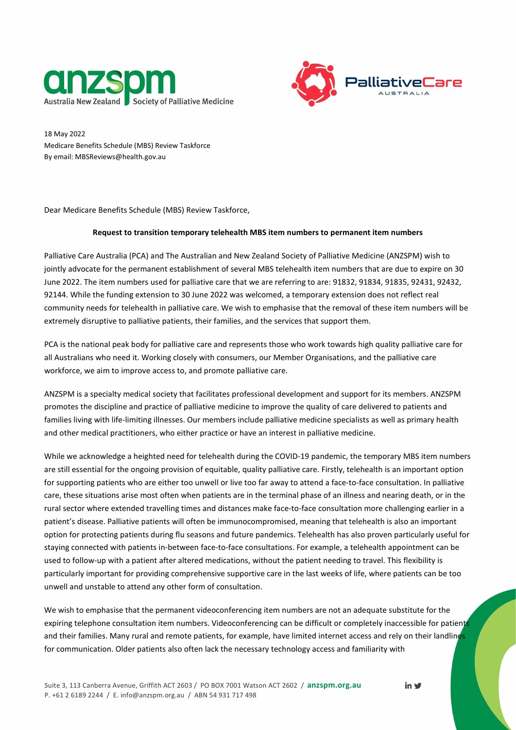18 May 2022
Medicare Benefits Schedule (MBS) Review Taskforce
By email: MBSReviews@health.gov.au

Dear Medicare Benefits Schedule (MBS) Review Taskforce,

**Request to transition temporary telehealth MBS item numbers to permanent item numbers**

Palliative Care Australia (PCA) and The Australian and New Zealand Society of Palliative Medicine (ANZSPM) wish to jointly advocate for the permanent establishment of several MBS telehealth item numbers that are due to expire on 30 June 2022. The item numbers used for palliative care that we are referring to are: 91832, 91834, 91835, 92431, 92432, 92144. While the funding extension to 30 June 2022 was welcomed, a temporary extension does not reflect real community needs for telehealth in palliative care. We wish to emphasise that the removal of these item numbers will be extremely disruptive to palliative patients, their families, and the services that support them.

PCA is the national peak body for palliative care and represents those who work towards high quality palliative care for all Australians who need it. Working closely with consumers, our Member Organisations, and the palliative care workforce, we aim to improve access to, and promote palliative care.

ANZSPM is a specialty medical society that facilitates professional development and support for its members. ANZSPM promotes the discipline and practice of palliative medicine to improve the quality of care delivered to patients and families living with life-limiting illnesses. Our members include palliative medicine specialists as well as primary health and other medical practitioners, who either practice or have an interest in palliative medicine.

While we acknowledge a heighted need for telehealth during the COVID-19 pandemic, the temporary MBS item numbers are still essential for the ongoing provision of equitable, quality palliative care. Firstly, telehealth is an important option for supporting patients who are either too unwell or live too far away to attend a face-to-face consultation. In palliative care, these situations arise most often when patients are in the terminal phase of an illness and nearing death, or in the rural sector where extended travelling times and distances make face-to-face consultation more challenging earlier in a patient's disease. Palliative patients will often be immunocompromised, meaning that telehealth is also an important option for protecting patients during flu seasons and future pandemics. Telehealth has also proven particularly useful for staying connected with patients in-between face-to-face consultations. For example, a telehealth appointment can be used to follow-up with a patient after altered medications, without the patient needing to travel. This flexibility is particularly important for providing comprehensive supportive care in the last weeks of life, where patients can be too unwell and unstable to attend any other form of consultation.

We wish to emphasise that the permanent videoconferencing item numbers are not an adequate substitute for the expiring telephone consultation item numbers. Videoconferencing can be difficult or completely inaccessible for patients and their families. Many rural and remote patients, for example, have limited internet access and rely on their landlines for communication. Older patients also often lack the necessary technology access and familiarity with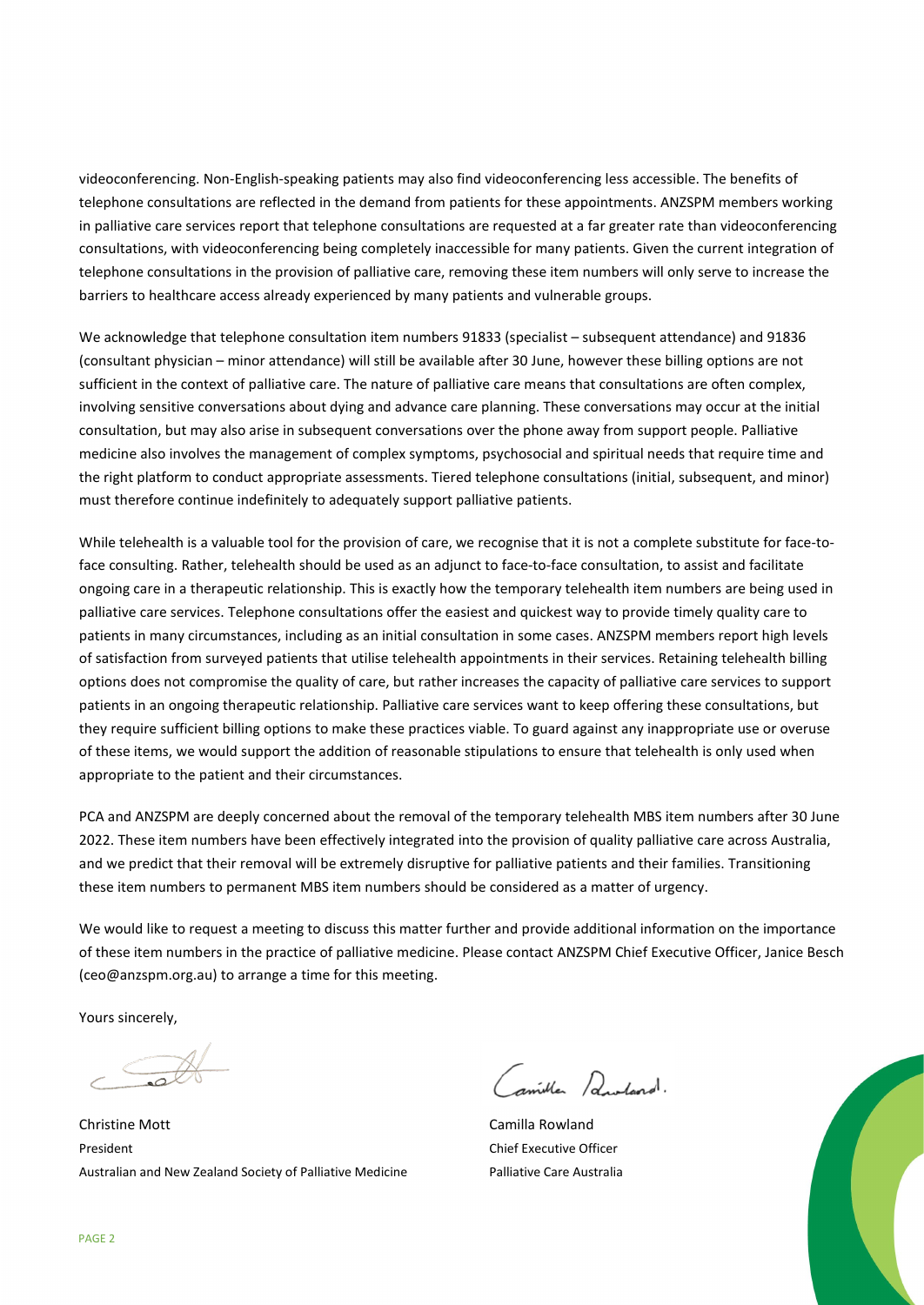videoconferencing. Non-English-speaking patients may also find videoconferencing less accessible. The benefits of telephone consultations are reflected in the demand from patients for these appointments. ANZSPM members working in palliative care services report that telephone consultations are requested at a far greater rate than videoconferencing consultations, with videoconferencing being completely inaccessible for many patients. Given the current integration of telephone consultations in the provision of palliative care, removing these item numbers will only serve to increase the barriers to healthcare access already experienced by many patients and vulnerable groups.

We acknowledge that telephone consultation item numbers 91833 (specialist – subsequent attendance) and 91836 (consultant physician – minor attendance) will still be available after 30 June, however these billing options are not sufficient in the context of palliative care. The nature of palliative care means that consultations are often complex, involving sensitive conversations about dying and advance care planning. These conversations may occur at the initial consultation, but may also arise in subsequent conversations over the phone away from support people. Palliative medicine also involves the management of complex symptoms, psychosocial and spiritual needs that require time and the right platform to conduct appropriate assessments. Tiered telephone consultations (initial, subsequent, and minor) must therefore continue indefinitely to adequately support palliative patients.

While telehealth is a valuable tool for the provision of care, we recognise that it is not a complete substitute for face-to-face consulting. Rather, telehealth should be used as an adjunct to face-to-face consultation, to assist and facilitate ongoing care in a therapeutic relationship. This is exactly how the temporary telehealth item numbers are being used in palliative care services. Telephone consultations offer the easiest and quickest way to provide timely quality care to patients in many circumstances, including as an initial consultation in some cases. ANZSPM members report high levels of satisfaction from surveyed patients that utilise telehealth appointments in their services. Retaining telehealth billing options does not compromise the quality of care, but rather increases the capacity of palliative care services to support patients in an ongoing therapeutic relationship. Palliative care services want to keep offering these consultations, but they require sufficient billing options to make these practices viable. To guard against any inappropriate use or overuse of these items, we would support the addition of reasonable stipulations to ensure that telehealth is only used when appropriate to the patient and their circumstances.

PCA and ANZSPM are deeply concerned about the removal of the temporary telehealth MBS item numbers after 30 June 2022. These item numbers have been effectively integrated into the provision of quality palliative care across Australia, and we predict that their removal will be extremely disruptive for palliative patients and their families. Transitioning these item numbers to permanent MBS item numbers should be considered as a matter of urgency.

We would like to request a meeting to discuss this matter further and provide additional information on the importance of these item numbers in the practice of palliative medicine. Please contact ANZSPM Chief Executive Officer, Janice Besch (ceo@anzspm.org.au) to arrange a time for this meeting.

Yours sincerely,

Christine Mott
President
Australian and New Zealand Society of Palliative Medicine

Camilla Rowland
Chief Executive Officer
Palliative Care Australia